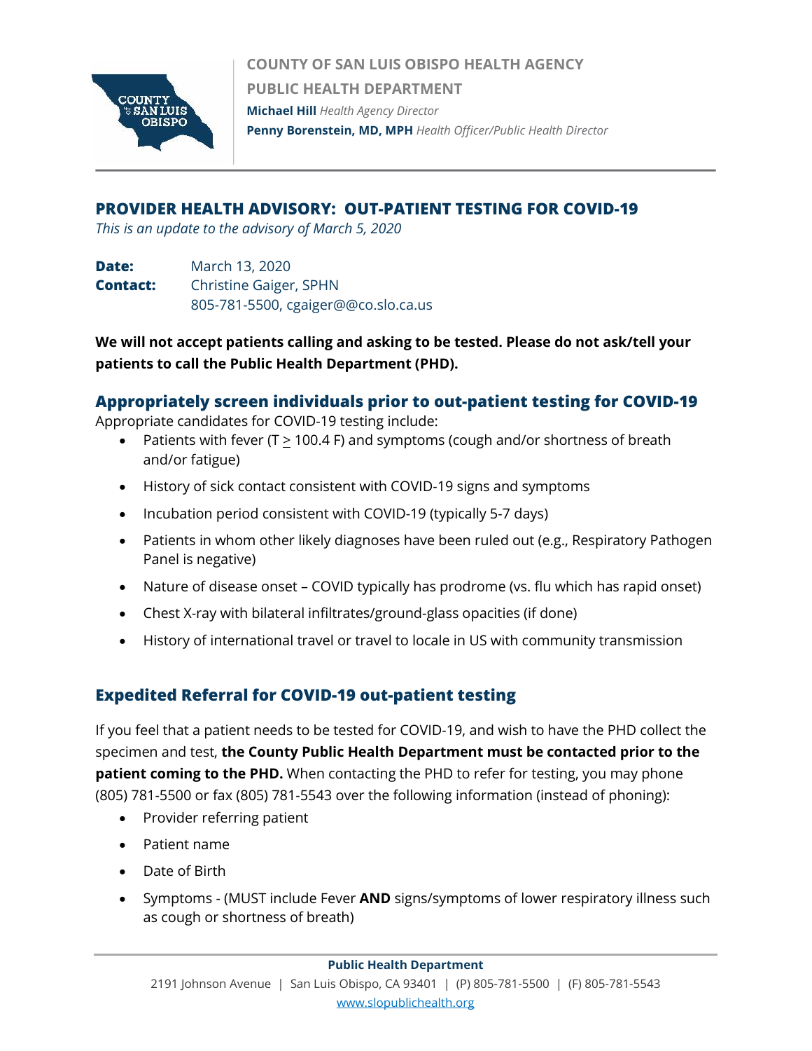**COUNTY OF SAN LUIS OBISPO HEALTH AGENCY**
**PUBLIC HEALTH DEPARTMENT**
**Michael Hill** *Health Agency Director*
**Penny Borenstein, MD, MPH** *Health Officer/Public Health Director*

## PROVIDER HEALTH ADVISORY: OUT-PATIENT TESTING FOR COVID-19

*This is an update to the advisory of March 5, 2020*

**Date:** March 13, 2020
**Contact:** Christine Gaiger, SPHN
805-781-5500, cgaiger@@co.slo.ca.us

**We will not accept patients calling and asking to be tested. Please do not ask/tell your patients to call the Public Health Department (PHD).**

### Appropriately screen individuals prior to out-patient testing for COVID-19

Appropriate candidates for COVID-19 testing include:

- Patients with fever (T ≥ 100.4 F) and symptoms (cough and/or shortness of breath and/or fatigue)
- History of sick contact consistent with COVID-19 signs and symptoms
- Incubation period consistent with COVID-19 (typically 5-7 days)
- Patients in whom other likely diagnoses have been ruled out (e.g., Respiratory Pathogen Panel is negative)
- Nature of disease onset – COVID typically has prodrome (vs. flu which has rapid onset)
- Chest X-ray with bilateral infiltrates/ground-glass opacities (if done)
- History of international travel or travel to locale in US with community transmission

### Expedited Referral for COVID-19 out-patient testing

If you feel that a patient needs to be tested for COVID-19, and wish to have the PHD collect the specimen and test, **the County Public Health Department must be contacted prior to the patient coming to the PHD.** When contacting the PHD to refer for testing, you may phone (805) 781-5500 or fax (805) 781-5543 over the following information (instead of phoning):

- Provider referring patient
- Patient name
- Date of Birth
- Symptoms - (MUST include Fever **AND** signs/symptoms of lower respiratory illness such as cough or shortness of breath)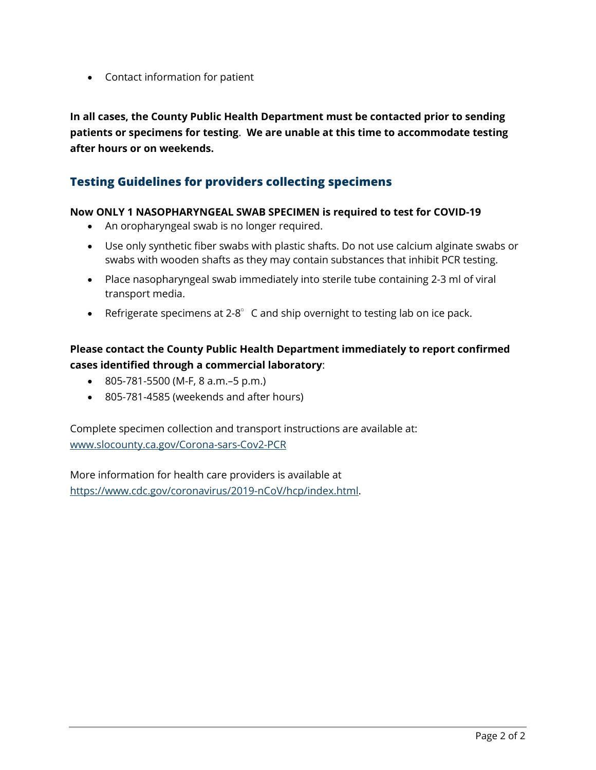- Contact information for patient

**In all cases, the County Public Health Department must be contacted prior to sending patients or specimens for testing**. **We are unable at this time to accommodate testing after hours or on weekends.**

## Testing Guidelines for providers collecting specimens

**Now ONLY 1 NASOPHARYNGEAL SWAB SPECIMEN is required to test for COVID-19**

- An oropharyngeal swab is no longer required.
- Use only synthetic fiber swabs with plastic shafts. Do not use calcium alginate swabs or swabs with wooden shafts as they may contain substances that inhibit PCR testing.
- Place nasopharyngeal swab immediately into sterile tube containing 2-3 ml of viral transport media.
- Refrigerate specimens at 2-8° C and ship overnight to testing lab on ice pack.

**Please contact the County Public Health Department immediately to report confirmed cases identified through a commercial laboratory**:

- 805-781-5500 (M-F, 8 a.m.–5 p.m.)
- 805-781-4585 (weekends and after hours)

Complete specimen collection and transport instructions are available at:
[www.slocounty.ca.gov/Corona-sars-Cov2-PCR](www.slocounty.ca.gov/Corona-sars-Cov2-PCR)

More information for health care providers is available at
[https://www.cdc.gov/coronavirus/2019-nCoV/hcp/index.html](https://www.cdc.gov/coronavirus/2019-nCoV/hcp/index.html).